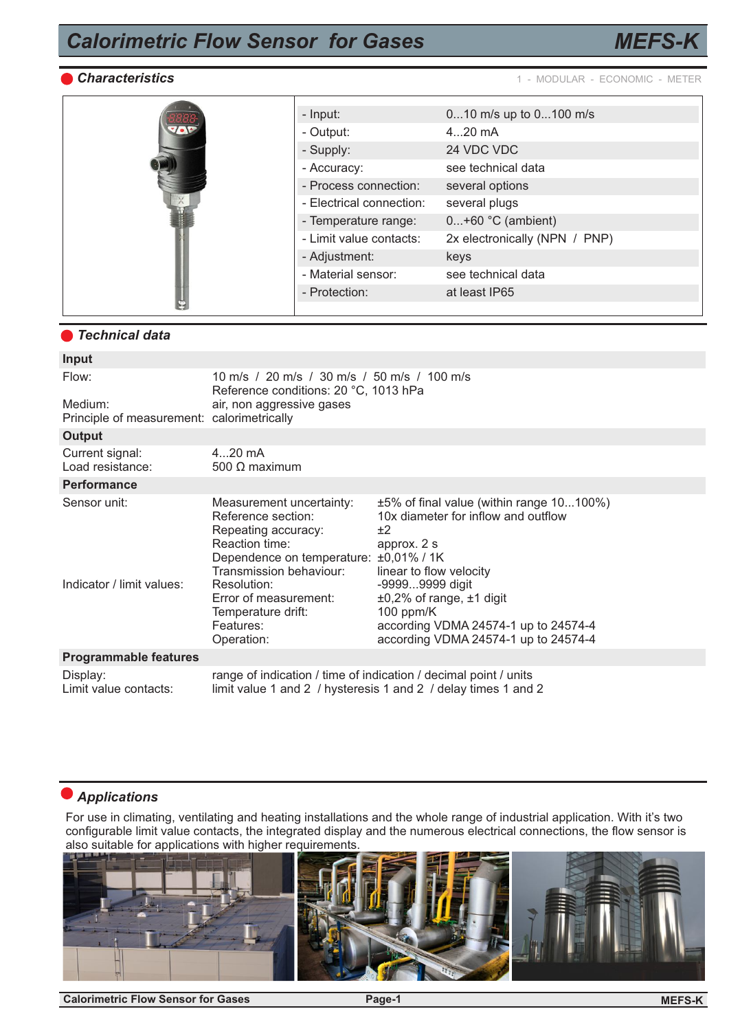# Calorimetric Flow Sensor for Gases — MEFS-K

## Characteristics

1 - MODULAR - ECONOMIC - METER

| | |
|---|---|
| - Input: | 0...10 m/s up to 0...100 m/s |
| - Output: | 4...20 mA |
| - Supply: | 24 VDC VDC |
| - Accuracy: | see technical data |
| - Process connection: | several options |
| - Electrical connection: | several plugs |
| - Temperature range: | 0...+60 °C (ambient) |
| - Limit value contacts: | 2x electronically (NPN / PNP) |
| - Adjustment: | keys |
| - Material sensor: | see technical data |
| - Protection: | at least IP65 |

## Technical data

### Input

| | | |
|---|---|---|
| Flow: | 10 m/s / 20 m/s / 30 m/s / 50 m/s / 100 m/s<br>Reference conditions: 20 °C, 1013 hPa | |
| Medium: | air, non aggressive gases | |
| Principle of measurement: | calorimetrically | |

### Output

| | |
|---|---|
| Current signal: | 4...20 mA |
| Load resistance: | 500 Ω maximum |

### Performance

| | | |
|---|---|---|
| Sensor unit: | Measurement uncertainty: | ±5% of final value (within range 10...100%) |
| | Reference section: | 10x diameter for inflow and outflow |
| | Repeating accuracy: | ±2 |
| | Reaction time: | approx. 2 s |
| | Dependence on temperature: | ±0,01% / 1K |
| | Transmission behaviour: | linear to flow velocity |
| Indicator / limit values: | Resolution: | -9999...9999 digit |
| | Error of measurement: | ±0,2% of range, ±1 digit |
| | Temperature drift: | 100 ppm/K |
| | Features: | according VDMA 24574-1 up to 24574-4 |
| | Operation: | according VDMA 24574-1 up to 24574-4 |

### Programmable features

| | |
|---|---|
| Display: | range of indication / time of indication / decimal point / units |
| Limit value contacts: | limit value 1 and 2 / hysteresis 1 and 2 / delay times 1 and 2 |

## Applications

For use in climating, ventilating and heating installations and the whole range of industrial application. With it's two configurable limit value contacts, the integrated display and the numerous electrical connections, the flow sensor is also suitable for applications with higher requirements.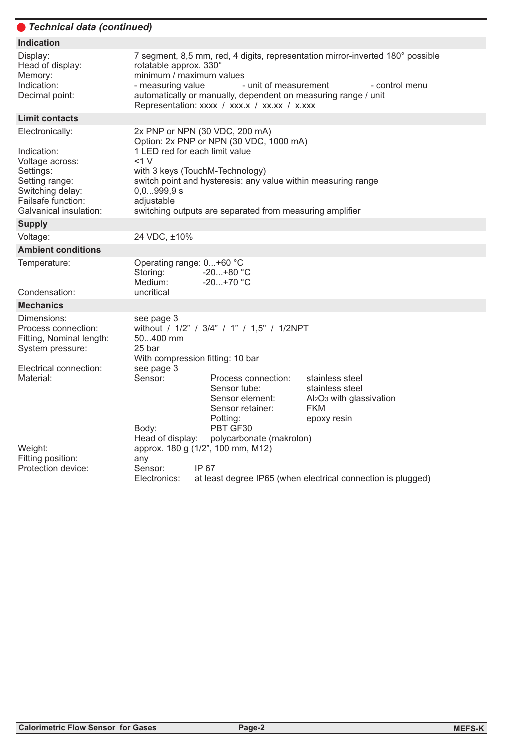## Technical data (continued)

### Indication

| | |
|---|---|
| Display: | 7 segment, 8,5 mm, red, 4 digits, representation mirror-inverted 180° possible |
| Head of display: | rotatable approx. 330° |
| Memory: | minimum / maximum values |
| Indication: | - measuring value - unit of measurement - control menu |
| Decimal point: | automatically or manually, dependent on measuring range / unit<br>Representation: xxxx / xxx.x / xx.xx / x.xxx |

### Limit contacts

| | |
|---|---|
| Electronically: | 2x PNP or NPN (30 VDC, 200 mA)<br>Option: 2x PNP or NPN (30 VDC, 1000 mA) |
| Indication: | 1 LED red for each limit value |
| Voltage across: | <1 V |
| Settings: | with 3 keys (TouchM-Technology) |
| Setting range: | switch point and hysteresis: any value within measuring range |
| Switching delay: | 0,0...999,9 s |
| Failsafe function: | adjustable |
| Galvanical insulation: | switching outputs are separated from measuring amplifier |

### Supply

| | |
|---|---|
| Voltage: | 24 VDC, ±10% |

### Ambient conditions

| | |
|---|---|
| Temperature: | Operating range: 0...+60 °C<br>Storing: -20...+80 °C<br>Medium: -20...+70 °C |
| Condensation: | uncritical |

### Mechanics

| | |
|---|---|
| Dimensions: | see page 3 |
| Process connection: | without / 1/2" / 3/4" / 1" / 1,5" / 1/2NPT |
| Fitting, Nominal length: | 50...400 mm |
| System pressure: | 25 bar<br>With compression fitting: 10 bar |
| Electrical connection: | see page 3 |
| Material: | Sensor: Process connection: stainless steel<br>Sensor tube: stainless steel<br>Sensor element: $Al_2O_3$ with glassivation<br>Sensor retainer: FKM<br>Potting: epoxy resin<br>Body: PBT GF30<br>Head of display: polycarbonate (makrolon) |
| Weight: | approx. 180 g (1/2", 100 mm, M12) |
| Fitting position: | any |
| Protection device: | Sensor: IP 67<br>Electronics: at least degree IP65 (when electrical connection is plugged) |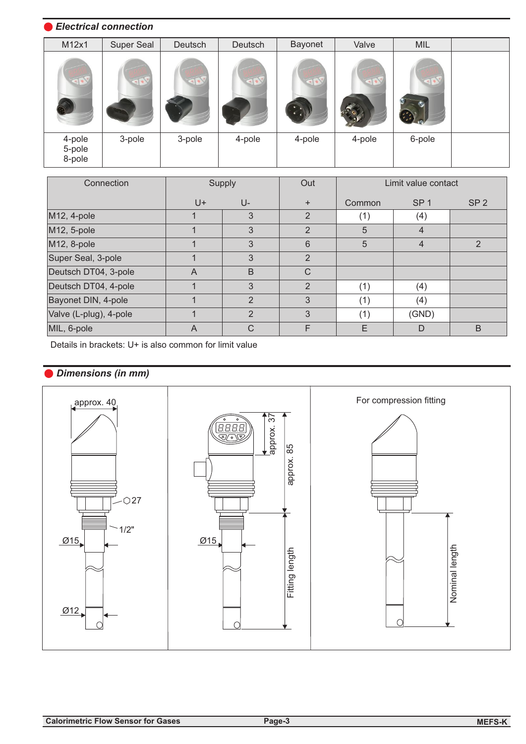## Electrical connection

| M12x1 | Super Seal | Deutsch | Deutsch | Bayonet | Valve | MIL | |
|---|---|---|---|---|---|---|---|
| 4-pole<br>5-pole<br>8-pole | 3-pole | 3-pole | 4-pole | 4-pole | 4-pole | 6-pole | |

| Connection | Supply | | Out | Limit value contact | | |
|---|---|---|---|---|---|---|
| | U+ | U- | + | Common | SP 1 | SP 2 |
| M12, 4-pole | 1 | 3 | 2 | (1) | (4) | |
| M12, 5-pole | 1 | 3 | 2 | 5 | 4 | |
| M12, 8-pole | 1 | 3 | 6 | 5 | 4 | 2 |
| Super Seal, 3-pole | 1 | 3 | 2 | | | |
| Deutsch DT04, 3-pole | A | B | C | | | |
| Deutsch DT04, 4-pole | 1 | 3 | 2 | (1) | (4) | |
| Bayonet DIN, 4-pole | 1 | 2 | 3 | (1) | (4) | |
| Valve (L-plug), 4-pole | 1 | 2 | 3 | (1) | (GND) | |
| MIL, 6-pole | A | C | F | E | D | B |

Details in brackets: U+ is also common for limit value

## Dimensions (in mm)

approx. 40

⬡27

1/2"

Ø15

Ø12

approx. 37

approx. 85

Ø15

Fitting length

For compression fitting

Nominal length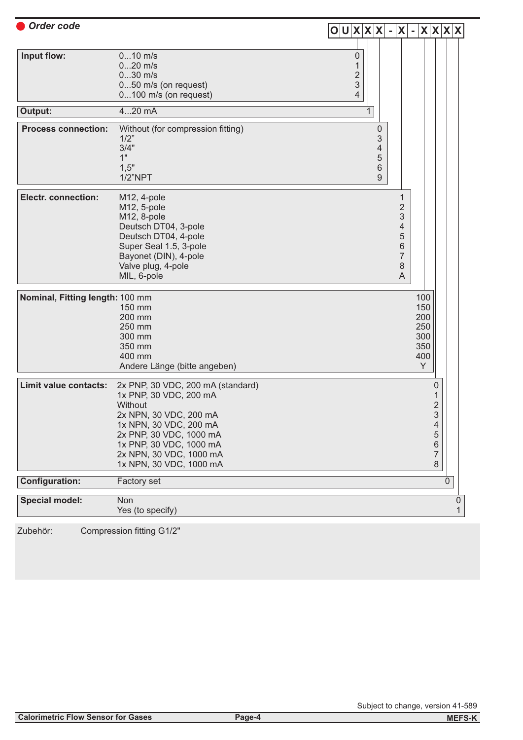## Order code

**O U X X X - X - X X X X**

| | | |
|---|---|---|
| **Input flow:** | 0...10 m/s | 0 |
| | 0...20 m/s | 1 |
| | 0...30 m/s | 2 |
| | 0...50 m/s (on request) | 3 |
| | 0...100 m/s (on request) | 4 |
| **Output:** | 4...20 mA | 1 |
| **Process connection:** | Without (for compression fitting) | 0 |
| | 1/2" | 3 |
| | 3/4" | 4 |
| | 1" | 5 |
| | 1,5" | 6 |
| | 1/2"NPT | 9 |
| **Electr. connection:** | M12, 4-pole | 1 |
| | M12, 5-pole | 2 |
| | M12, 8-pole | 3 |
| | Deutsch DT04, 3-pole | 4 |
| | Deutsch DT04, 4-pole | 5 |
| | Super Seal 1.5, 3-pole | 6 |
| | Bayonet (DIN), 4-pole | 7 |
| | Valve plug, 4-pole | 8 |
| | MIL, 6-pole | A |
| **Nominal, Fitting length:** | 100 mm | 100 |
| | 150 mm | 150 |
| | 200 mm | 200 |
| | 250 mm | 250 |
| | 300 mm | 300 |
| | 350 mm | 350 |
| | 400 mm | 400 |
| | Andere Länge (bitte angeben) | Y |
| **Limit value contacts:** | 2x PNP, 30 VDC, 200 mA (standard) | 0 |
| | 1x PNP, 30 VDC, 200 mA | 1 |
| | Without | 2 |
| | 2x NPN, 30 VDC, 200 mA | 3 |
| | 1x NPN, 30 VDC, 200 mA | 4 |
| | 2x PNP, 30 VDC, 1000 mA | 5 |
| | 1x PNP, 30 VDC, 1000 mA | 6 |
| | 2x NPN, 30 VDC, 1000 mA | 7 |
| | 1x NPN, 30 VDC, 1000 mA | 8 |
| **Configuration:** | Factory set | 0 |
| **Special model:** | Non | 0 |
| | Yes (to specify) | 1 |

Zubehör: Compression fitting G1/2"

Subject to change, version 41-589